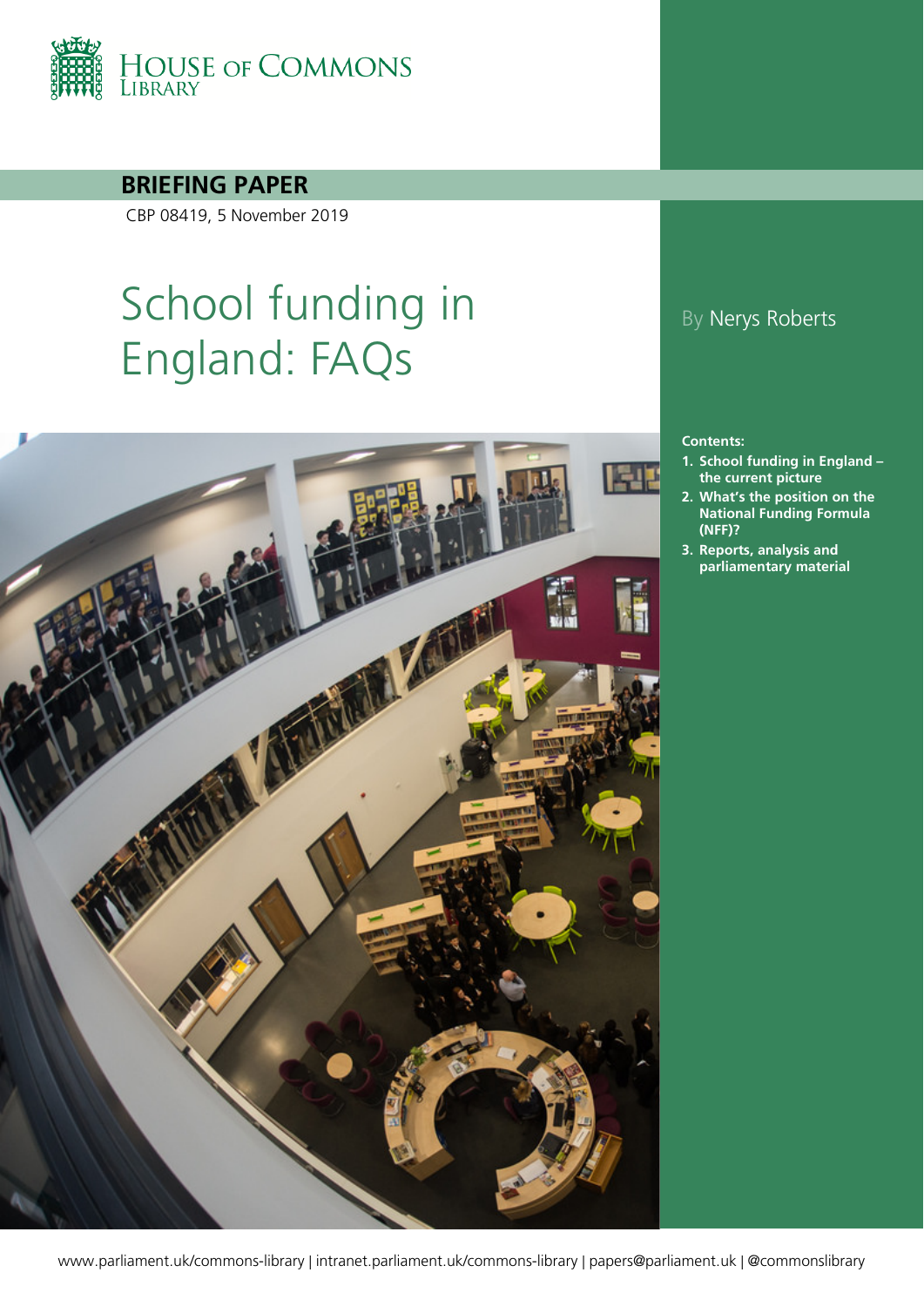HOUSE OF COMMONS LIBRARY

**BRIEFING PAPER**

CBP 08419, 5 November 2019

# School funding in England: FAQs

By Nerys Roberts

**Contents:**

1. **School funding in England – the current picture**
2. **What's the position on the National Funding Formula (NFF)?**
3. **Reports, analysis and parliamentary material**

www.parliament.uk/commons-library | intranet.parliament.uk/commons-library | papers@parliament.uk | @commonslibrary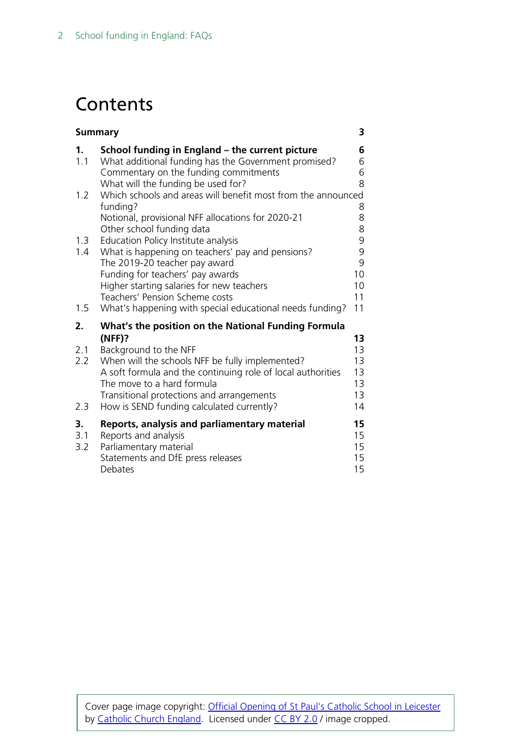# Contents

| | | |
|---|---|---|
| **Summary** | | **3** |
| **1.** | **School funding in England – the current picture** | **6** |
| 1.1 | What additional funding has the Government promised? | 6 |
| | Commentary on the funding commitments | 6 |
| | What will the funding be used for? | 8 |
| 1.2 | Which schools and areas will benefit most from the announced funding? | 8 |
| | Notional, provisional NFF allocations for 2020-21 | 8 |
| | Other school funding data | 8 |
| 1.3 | Education Policy Institute analysis | 9 |
| 1.4 | What is happening on teachers' pay and pensions? | 9 |
| | The 2019-20 teacher pay award | 9 |
| | Funding for teachers' pay awards | 10 |
| | Higher starting salaries for new teachers | 10 |
| | Teachers' Pension Scheme costs | 11 |
| 1.5 | What's happening with special educational needs funding? | 11 |
| **2.** | **What's the position on the National Funding Formula (NFF)?** | **13** |
| 2.1 | Background to the NFF | 13 |
| 2.2 | When will the schools NFF be fully implemented? | 13 |
| | A soft formula and the continuing role of local authorities | 13 |
| | The move to a hard formula | 13 |
| | Transitional protections and arrangements | 13 |
| 2.3 | How is SEND funding calculated currently? | 14 |
| **3.** | **Reports, analysis and parliamentary material** | **15** |
| 3.1 | Reports and analysis | 15 |
| 3.2 | Parliamentary material | 15 |
| | Statements and DfE press releases | 15 |
| | Debates | 15 |

Cover page image copyright: [Official Opening of St Paul's Catholic School in Leicester] by [Catholic Church England]. Licensed under [CC BY 2.0] / image cropped.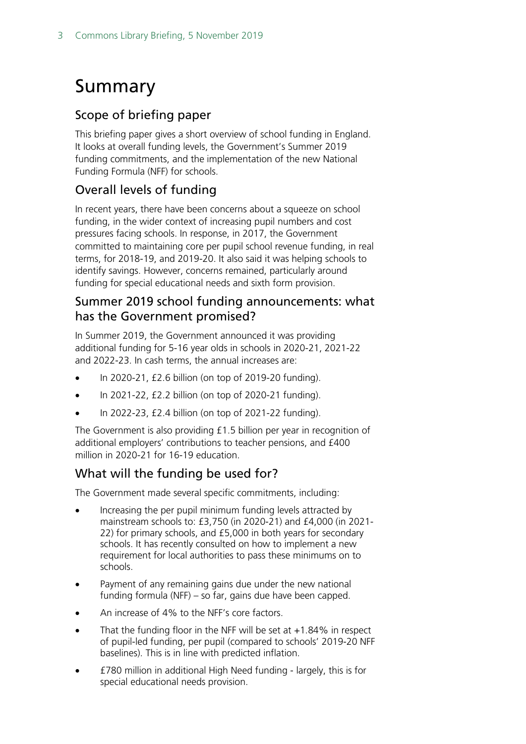# Summary

## Scope of briefing paper

This briefing paper gives a short overview of school funding in England. It looks at overall funding levels, the Government's Summer 2019 funding commitments, and the implementation of the new National Funding Formula (NFF) for schools.

## Overall levels of funding

In recent years, there have been concerns about a squeeze on school funding, in the wider context of increasing pupil numbers and cost pressures facing schools. In response, in 2017, the Government committed to maintaining core per pupil school revenue funding, in real terms, for 2018-19, and 2019-20. It also said it was helping schools to identify savings. However, concerns remained, particularly around funding for special educational needs and sixth form provision.

## Summer 2019 school funding announcements: what has the Government promised?

In Summer 2019, the Government announced it was providing additional funding for 5-16 year olds in schools in 2020-21, 2021-22 and 2022-23. In cash terms, the annual increases are:

- In 2020-21, £2.6 billion (on top of 2019-20 funding).
- In 2021-22, £2.2 billion (on top of 2020-21 funding).
- In 2022-23, £2.4 billion (on top of 2021-22 funding).

The Government is also providing £1.5 billion per year in recognition of additional employers' contributions to teacher pensions, and £400 million in 2020-21 for 16-19 education.

## What will the funding be used for?

The Government made several specific commitments, including:

- Increasing the per pupil minimum funding levels attracted by mainstream schools to: £3,750 (in 2020-21) and £4,000 (in 2021-22) for primary schools, and £5,000 in both years for secondary schools. It has recently consulted on how to implement a new requirement for local authorities to pass these minimums on to schools.
- Payment of any remaining gains due under the new national funding formula (NFF) – so far, gains due have been capped.
- An increase of 4% to the NFF's core factors.
- That the funding floor in the NFF will be set at +1.84% in respect of pupil-led funding, per pupil (compared to schools' 2019-20 NFF baselines). This is in line with predicted inflation.
- £780 million in additional High Need funding - largely, this is for special educational needs provision.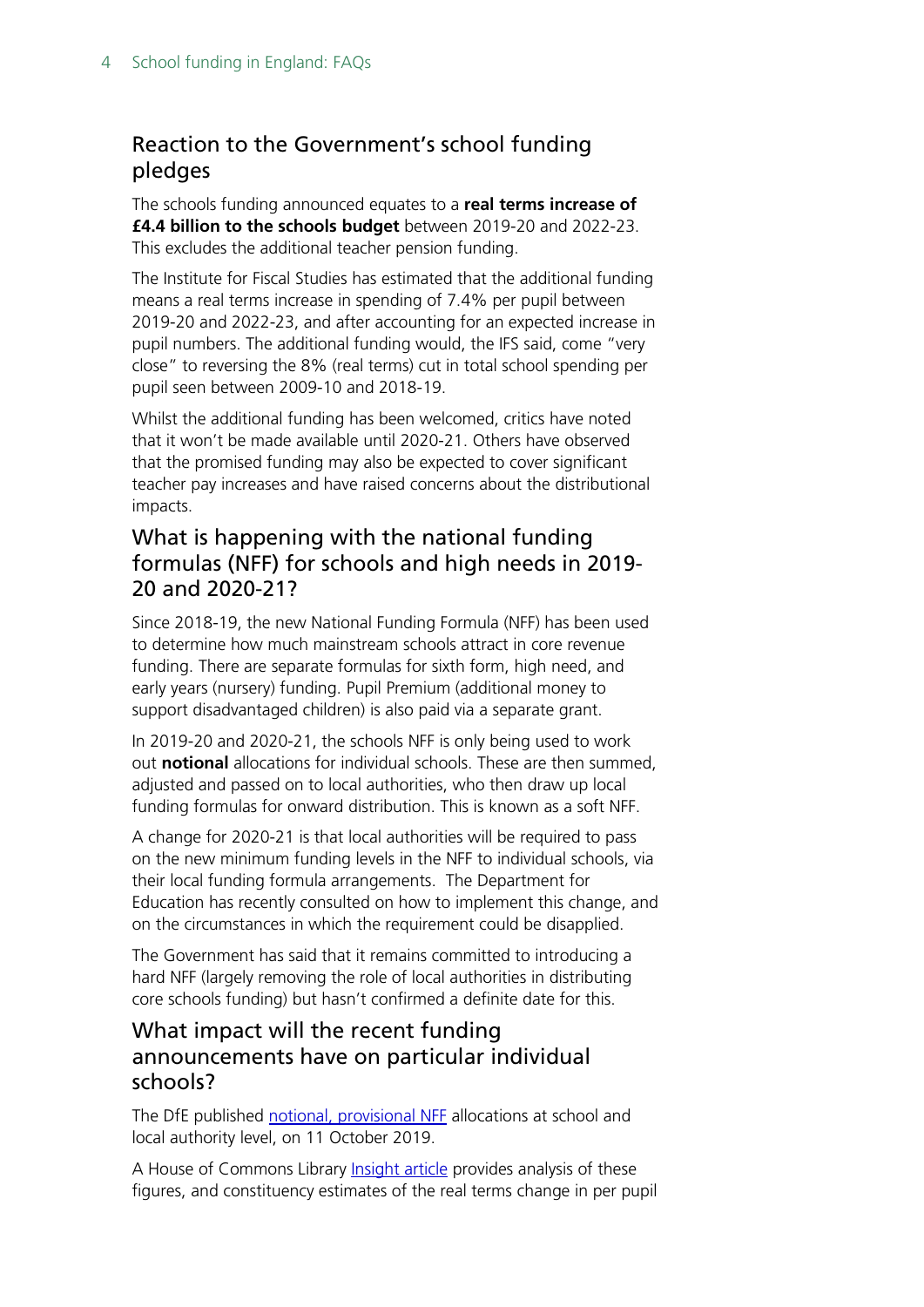## Reaction to the Government's school funding pledges

The schools funding announced equates to a **real terms increase of £4.4 billion to the schools budget** between 2019-20 and 2022-23. This excludes the additional teacher pension funding.

The Institute for Fiscal Studies has estimated that the additional funding means a real terms increase in spending of 7.4% per pupil between 2019-20 and 2022-23, and after accounting for an expected increase in pupil numbers. The additional funding would, the IFS said, come "very close" to reversing the 8% (real terms) cut in total school spending per pupil seen between 2009-10 and 2018-19.

Whilst the additional funding has been welcomed, critics have noted that it won't be made available until 2020-21. Others have observed that the promised funding may also be expected to cover significant teacher pay increases and have raised concerns about the distributional impacts.

## What is happening with the national funding formulas (NFF) for schools and high needs in 2019-20 and 2020-21?

Since 2018-19, the new National Funding Formula (NFF) has been used to determine how much mainstream schools attract in core revenue funding. There are separate formulas for sixth form, high need, and early years (nursery) funding. Pupil Premium (additional money to support disadvantaged children) is also paid via a separate grant.

In 2019-20 and 2020-21, the schools NFF is only being used to work out **notional** allocations for individual schools. These are then summed, adjusted and passed on to local authorities, who then draw up local funding formulas for onward distribution. This is known as a soft NFF.

A change for 2020-21 is that local authorities will be required to pass on the new minimum funding levels in the NFF to individual schools, via their local funding formula arrangements. The Department for Education has recently consulted on how to implement this change, and on the circumstances in which the requirement could be disapplied.

The Government has said that it remains committed to introducing a hard NFF (largely removing the role of local authorities in distributing core schools funding) but hasn't confirmed a definite date for this.

## What impact will the recent funding announcements have on particular individual schools?

The DfE published notional, provisional NFF allocations at school and local authority level, on 11 October 2019.

A House of Commons Library Insight article provides analysis of these figures, and constituency estimates of the real terms change in per pupil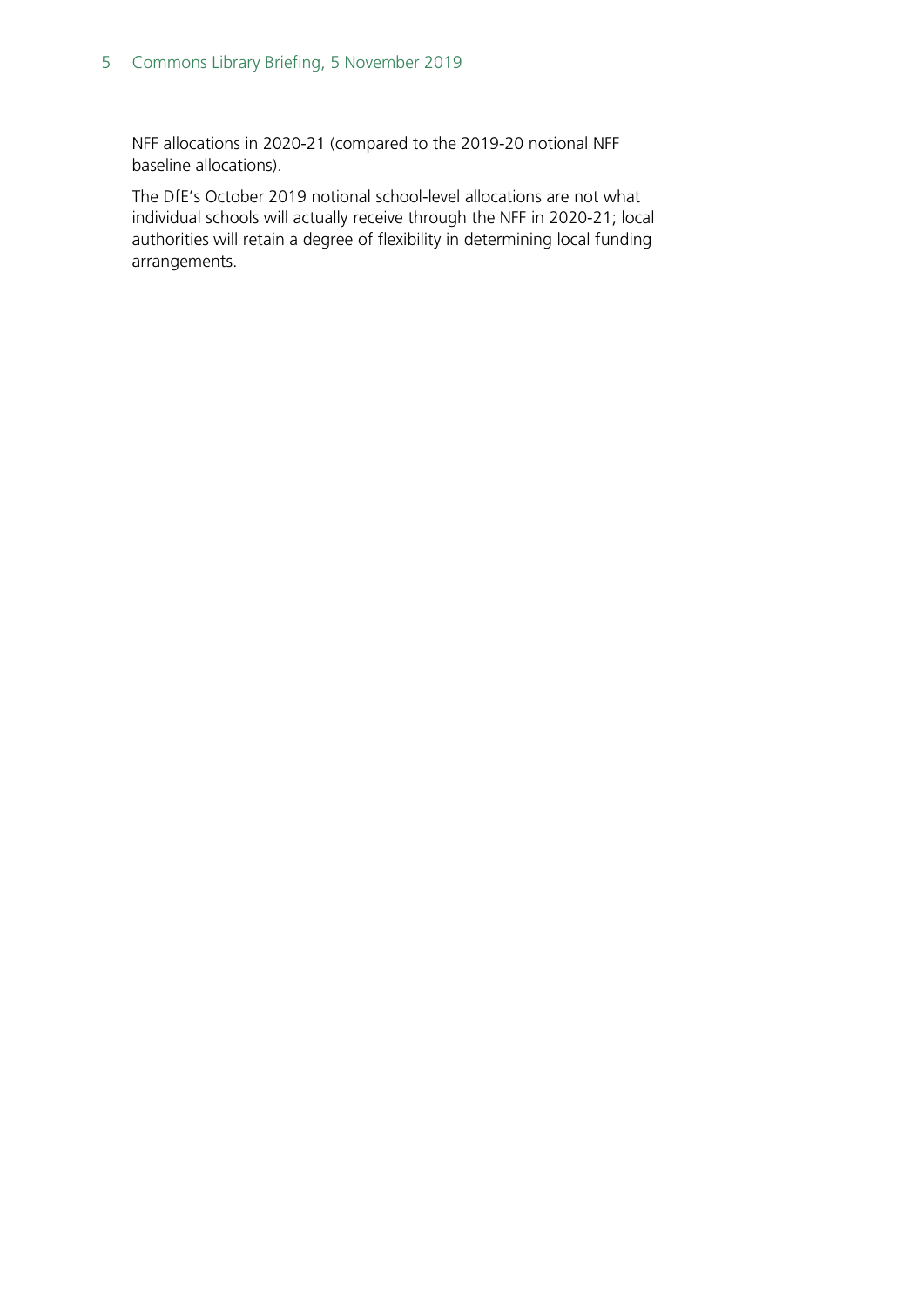NFF allocations in 2020-21 (compared to the 2019-20 notional NFF baseline allocations).

The DfE's October 2019 notional school-level allocations are not what individual schools will actually receive through the NFF in 2020-21; local authorities will retain a degree of flexibility in determining local funding arrangements.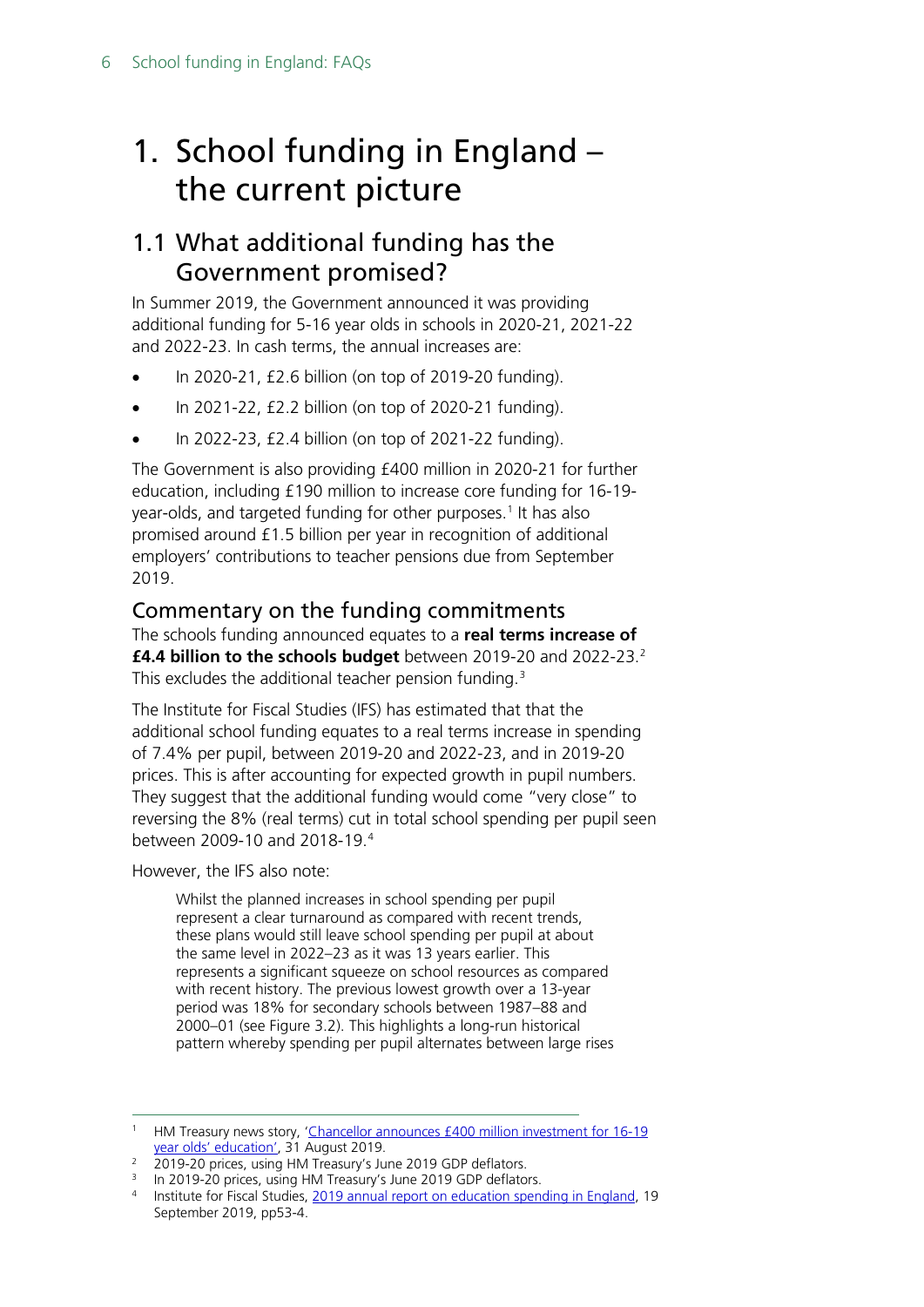# 1. School funding in England – the current picture

## 1.1 What additional funding has the Government promised?

In Summer 2019, the Government announced it was providing additional funding for 5-16 year olds in schools in 2020-21, 2021-22 and 2022-23. In cash terms, the annual increases are:

- In 2020-21, £2.6 billion (on top of 2019-20 funding).
- In 2021-22, £2.2 billion (on top of 2020-21 funding).
- In 2022-23, £2.4 billion (on top of 2021-22 funding).

The Government is also providing £400 million in 2020-21 for further education, including £190 million to increase core funding for 16-19-year-olds, and targeted funding for other purposes.[1] It has also promised around £1.5 billion per year in recognition of additional employers' contributions to teacher pensions due from September 2019.

### Commentary on the funding commitments

The schools funding announced equates to a **real terms increase of £4.4 billion to the schools budget** between 2019-20 and 2022-23.[2] This excludes the additional teacher pension funding.[3]

The Institute for Fiscal Studies (IFS) has estimated that that the additional school funding equates to a real terms increase in spending of 7.4% per pupil, between 2019-20 and 2022-23, and in 2019-20 prices. This is after accounting for expected growth in pupil numbers. They suggest that the additional funding would come "very close" to reversing the 8% (real terms) cut in total school spending per pupil seen between 2009-10 and 2018-19.[4]

However, the IFS also note:

> Whilst the planned increases in school spending per pupil represent a clear turnaround as compared with recent trends, these plans would still leave school spending per pupil at about the same level in 2022–23 as it was 13 years earlier. This represents a significant squeeze on school resources as compared with recent history. The previous lowest growth over a 13-year period was 18% for secondary schools between 1987–88 and 2000–01 (see Figure 3.2). This highlights a long-run historical pattern whereby spending per pupil alternates between large rises

---

[1] HM Treasury news story, 'Chancellor announces £400 million investment for 16-19 year olds' education', 31 August 2019.

[2] 2019-20 prices, using HM Treasury's June 2019 GDP deflators.

[3] In 2019-20 prices, using HM Treasury's June 2019 GDP deflators.

[4] Institute for Fiscal Studies, 2019 annual report on education spending in England, 19 September 2019, pp53-4.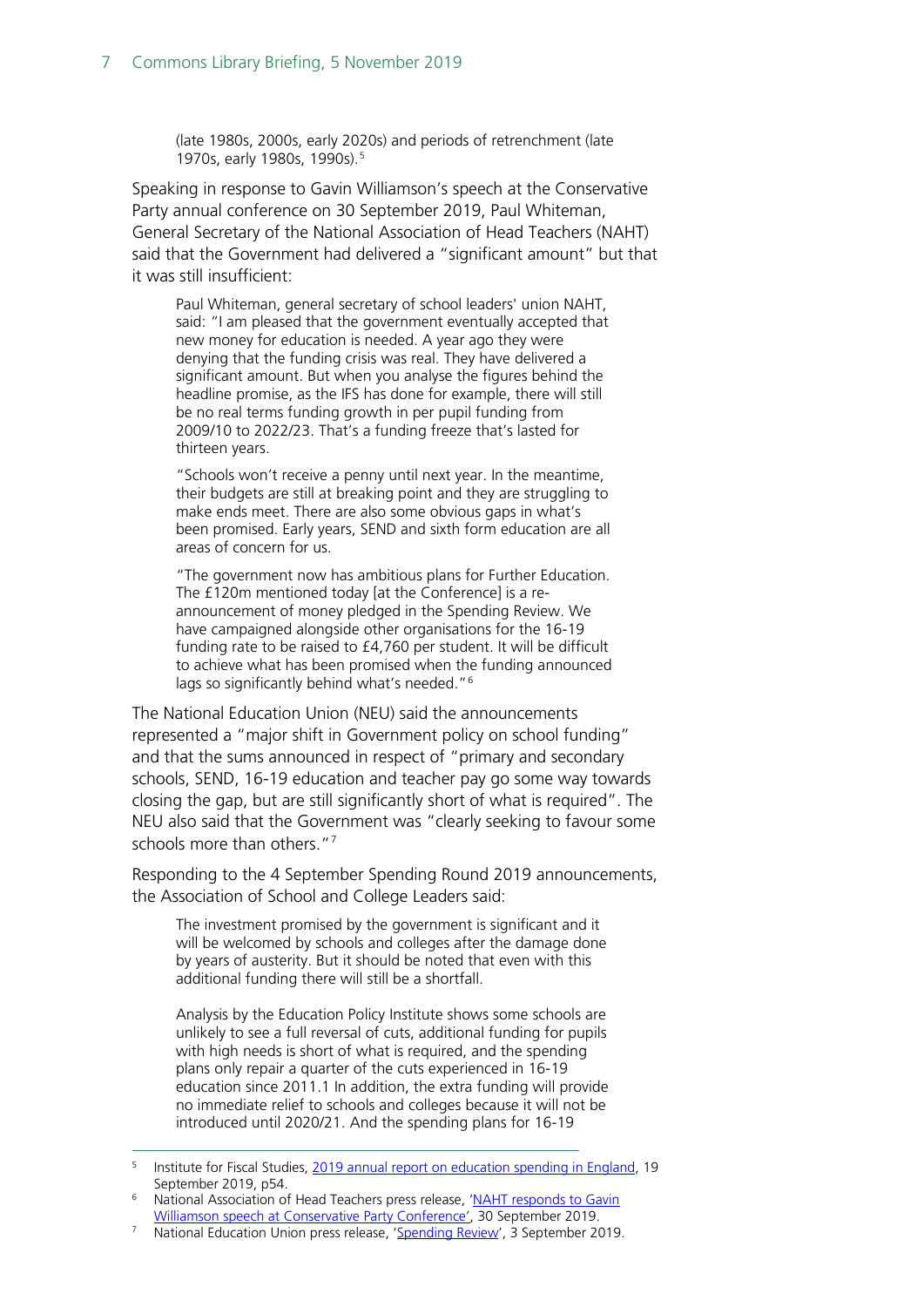> (late 1980s, 2000s, early 2020s) and periods of retrenchment (late 1970s, early 1980s, 1990s).[5]

Speaking in response to Gavin Williamson's speech at the Conservative Party annual conference on 30 September 2019, Paul Whiteman, General Secretary of the National Association of Head Teachers (NAHT) said that the Government had delivered a "significant amount" but that it was still insufficient:

> Paul Whiteman, general secretary of school leaders' union NAHT, said: "I am pleased that the government eventually accepted that new money for education is needed. A year ago they were denying that the funding crisis was real. They have delivered a significant amount. But when you analyse the figures behind the headline promise, as the IFS has done for example, there will still be no real terms funding growth in per pupil funding from 2009/10 to 2022/23. That's a funding freeze that's lasted for thirteen years.
>
> "Schools won't receive a penny until next year. In the meantime, their budgets are still at breaking point and they are struggling to make ends meet. There are also some obvious gaps in what's been promised. Early years, SEND and sixth form education are all areas of concern for us.
>
> "The government now has ambitious plans for Further Education. The £120m mentioned today [at the Conference] is a re-announcement of money pledged in the Spending Review. We have campaigned alongside other organisations for the 16-19 funding rate to be raised to £4,760 per student. It will be difficult to achieve what has been promised when the funding announced lags so significantly behind what's needed."[6]

The National Education Union (NEU) said the announcements represented a "major shift in Government policy on school funding" and that the sums announced in respect of "primary and secondary schools, SEND, 16-19 education and teacher pay go some way towards closing the gap, but are still significantly short of what is required". The NEU also said that the Government was "clearly seeking to favour some schools more than others."[7]

Responding to the 4 September Spending Round 2019 announcements, the Association of School and College Leaders said:

> The investment promised by the government is significant and it will be welcomed by schools and colleges after the damage done by years of austerity. But it should be noted that even with this additional funding there will still be a shortfall.
>
> Analysis by the Education Policy Institute shows some schools are unlikely to see a full reversal of cuts, additional funding for pupils with high needs is short of what is required, and the spending plans only repair a quarter of the cuts experienced in 16-19 education since 2011.1 In addition, the extra funding will provide no immediate relief to schools and colleges because it will not be introduced until 2020/21. And the spending plans for 16-19

---

[5] Institute for Fiscal Studies, 2019 annual report on education spending in England, 19 September 2019, p54.

[6] National Association of Head Teachers press release, 'NAHT responds to Gavin Williamson speech at Conservative Party Conference', 30 September 2019.

[7] National Education Union press release, 'Spending Review', 3 September 2019.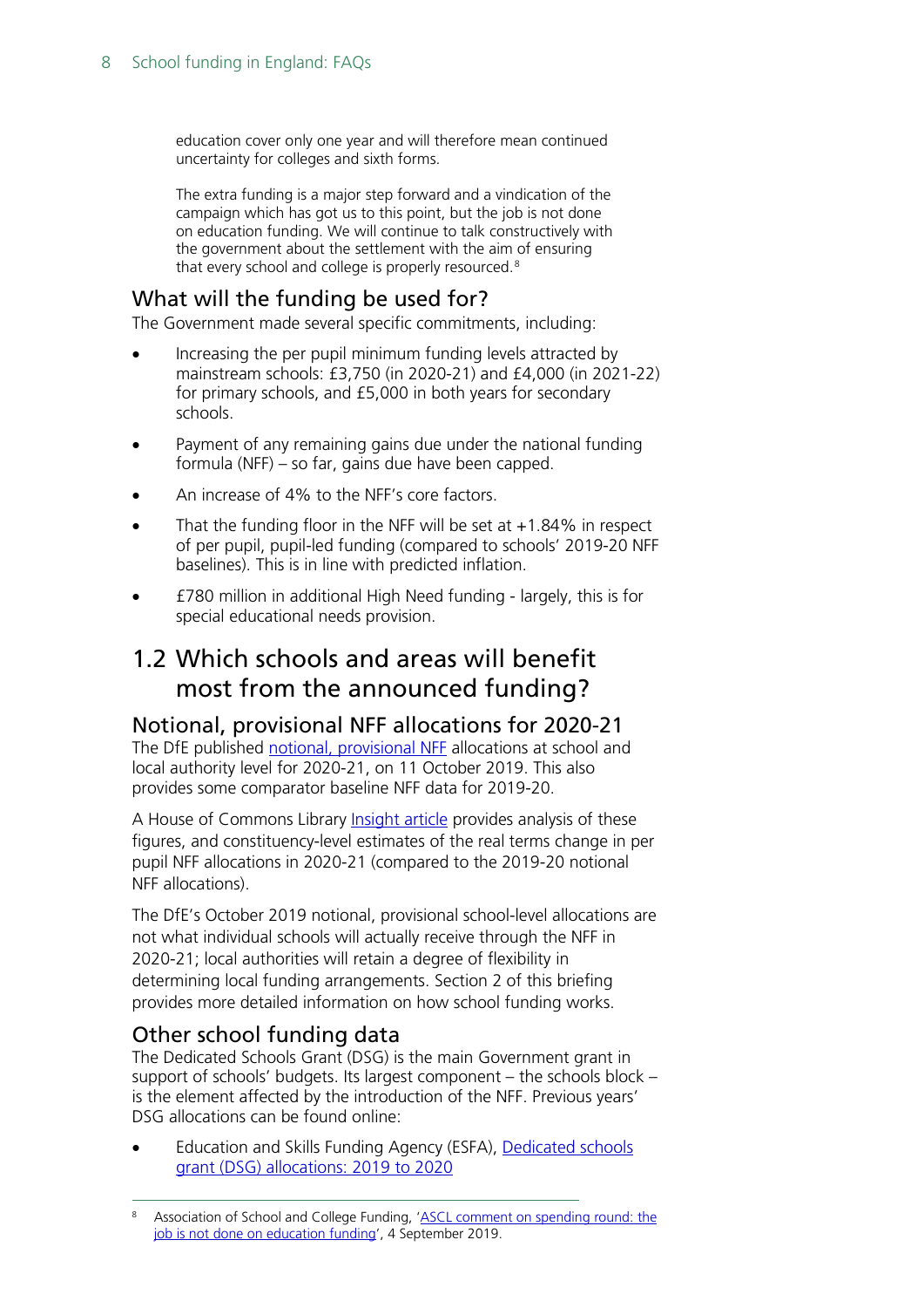education cover only one year and will therefore mean continued uncertainty for colleges and sixth forms.

The extra funding is a major step forward and a vindication of the campaign which has got us to this point, but the job is not done on education funding. We will continue to talk constructively with the government about the settlement with the aim of ensuring that every school and college is properly resourced.[8]

### What will the funding be used for?

The Government made several specific commitments, including:

- Increasing the per pupil minimum funding levels attracted by mainstream schools: £3,750 (in 2020-21) and £4,000 (in 2021-22) for primary schools, and £5,000 in both years for secondary schools.
- Payment of any remaining gains due under the national funding formula (NFF) – so far, gains due have been capped.
- An increase of 4% to the NFF's core factors.
- That the funding floor in the NFF will be set at +1.84% in respect of per pupil, pupil-led funding (compared to schools' 2019-20 NFF baselines). This is in line with predicted inflation.
- £780 million in additional High Need funding - largely, this is for special educational needs provision.

## 1.2 Which schools and areas will benefit most from the announced funding?

### Notional, provisional NFF allocations for 2020-21

The DfE published notional, provisional NFF allocations at school and local authority level for 2020-21, on 11 October 2019. This also provides some comparator baseline NFF data for 2019-20.

A House of Commons Library Insight article provides analysis of these figures, and constituency-level estimates of the real terms change in per pupil NFF allocations in 2020-21 (compared to the 2019-20 notional NFF allocations).

The DfE's October 2019 notional, provisional school-level allocations are not what individual schools will actually receive through the NFF in 2020-21; local authorities will retain a degree of flexibility in determining local funding arrangements. Section 2 of this briefing provides more detailed information on how school funding works.

### Other school funding data

The Dedicated Schools Grant (DSG) is the main Government grant in support of schools' budgets. Its largest component – the schools block – is the element affected by the introduction of the NFF. Previous years' DSG allocations can be found online:

- Education and Skills Funding Agency (ESFA), Dedicated schools grant (DSG) allocations: 2019 to 2020

---

[8] Association of School and College Funding, 'ASCL comment on spending round: the job is not done on education funding', 4 September 2019.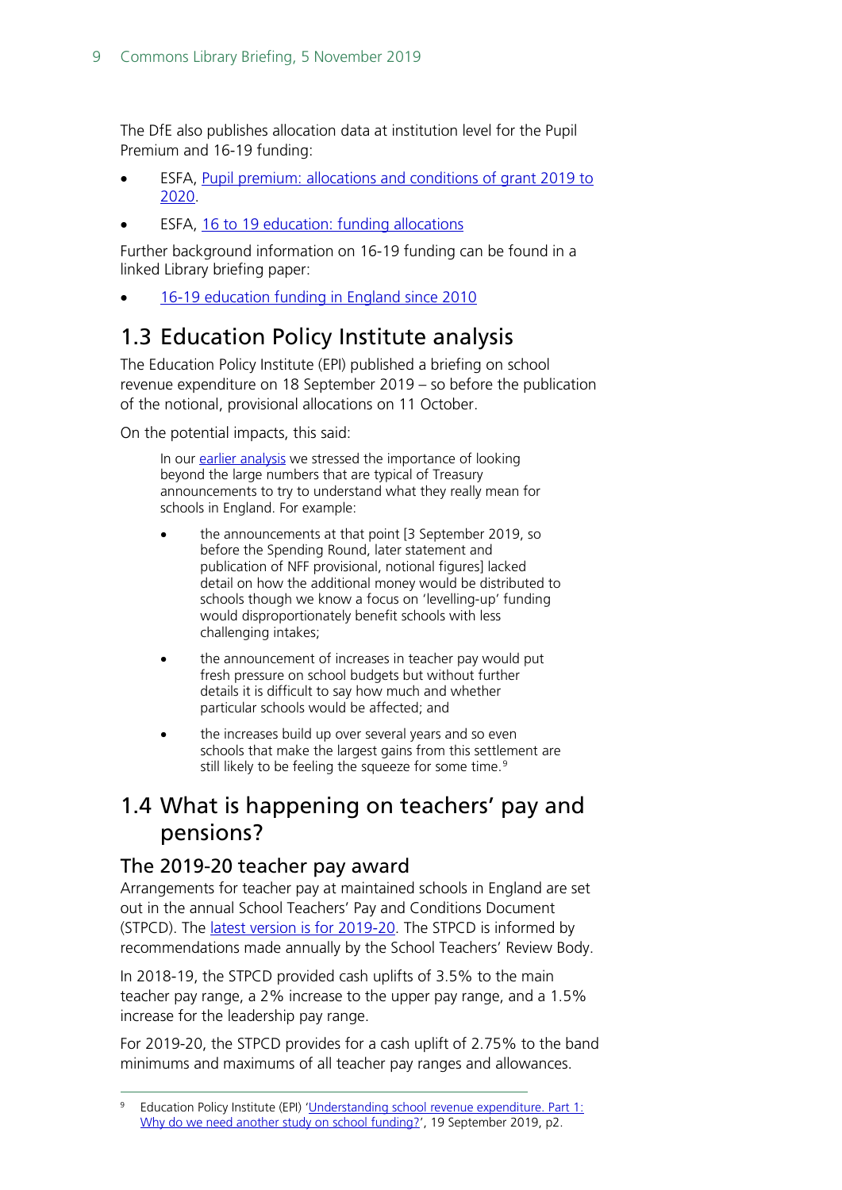The DfE also publishes allocation data at institution level for the Pupil Premium and 16-19 funding:

- ESFA, Pupil premium: allocations and conditions of grant 2019 to 2020.
- ESFA, 16 to 19 education: funding allocations

Further background information on 16-19 funding can be found in a linked Library briefing paper:

- 16-19 education funding in England since 2010

## 1.3 Education Policy Institute analysis

The Education Policy Institute (EPI) published a briefing on school revenue expenditure on 18 September 2019 – so before the publication of the notional, provisional allocations on 11 October.

On the potential impacts, this said:

> In our earlier analysis we stressed the importance of looking beyond the large numbers that are typical of Treasury announcements to try to understand what they really mean for schools in England. For example:
>
> - the announcements at that point [3 September 2019, so before the Spending Round, later statement and publication of NFF provisional, notional figures] lacked detail on how the additional money would be distributed to schools though we know a focus on 'levelling-up' funding would disproportionately benefit schools with less challenging intakes;
> - the announcement of increases in teacher pay would put fresh pressure on school budgets but without further details it is difficult to say how much and whether particular schools would be affected; and
> - the increases build up over several years and so even schools that make the largest gains from this settlement are still likely to be feeling the squeeze for some time.[9]

## 1.4 What is happening on teachers' pay and pensions?

### The 2019-20 teacher pay award

Arrangements for teacher pay at maintained schools in England are set out in the annual School Teachers' Pay and Conditions Document (STPCD). The latest version is for 2019-20. The STPCD is informed by recommendations made annually by the School Teachers' Review Body.

In 2018-19, the STPCD provided cash uplifts of 3.5% to the main teacher pay range, a 2% increase to the upper pay range, and a 1.5% increase for the leadership pay range.

For 2019-20, the STPCD provides for a cash uplift of 2.75% to the band minimums and maximums of all teacher pay ranges and allowances.

---

[9] Education Policy Institute (EPI) 'Understanding school revenue expenditure. Part 1: Why do we need another study on school funding?', 19 September 2019, p2.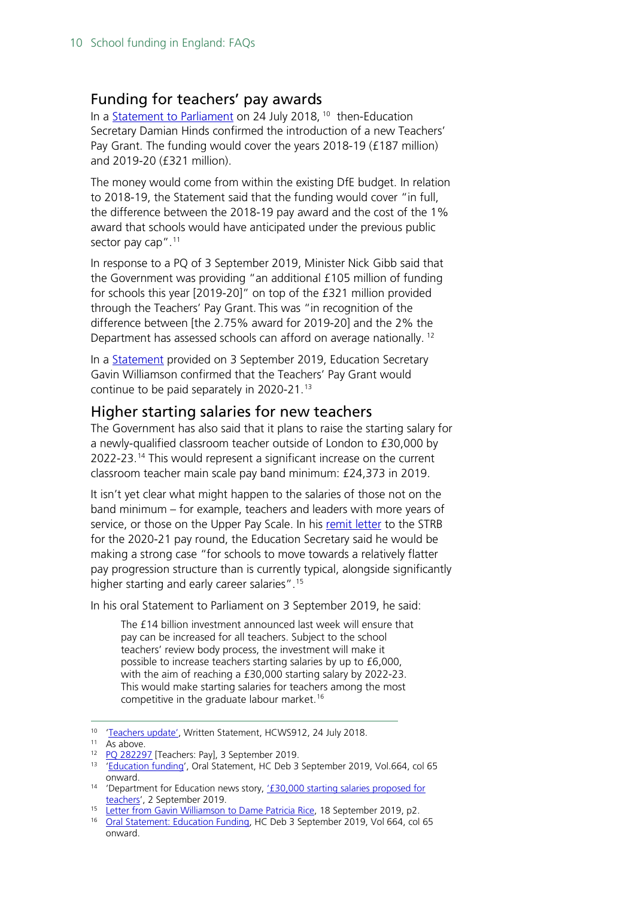## Funding for teachers' pay awards

In a Statement to Parliament on 24 July 2018, [10] then-Education Secretary Damian Hinds confirmed the introduction of a new Teachers' Pay Grant. The funding would cover the years 2018-19 (£187 million) and 2019-20 (£321 million).

The money would come from within the existing DfE budget. In relation to 2018-19, the Statement said that the funding would cover "in full, the difference between the 2018-19 pay award and the cost of the 1% award that schools would have anticipated under the previous public sector pay cap".[11]

In response to a PQ of 3 September 2019, Minister Nick Gibb said that the Government was providing "an additional £105 million of funding for schools this year [2019-20]" on top of the £321 million provided through the Teachers' Pay Grant. This was "in recognition of the difference between [the 2.75% award for 2019-20] and the 2% the Department has assessed schools can afford on average nationally. [12]

In a Statement provided on 3 September 2019, Education Secretary Gavin Williamson confirmed that the Teachers' Pay Grant would continue to be paid separately in 2020-21.[13]

## Higher starting salaries for new teachers

The Government has also said that it plans to raise the starting salary for a newly-qualified classroom teacher outside of London to £30,000 by 2022-23.[14] This would represent a significant increase on the current classroom teacher main scale pay band minimum: £24,373 in 2019.

It isn't yet clear what might happen to the salaries of those not on the band minimum – for example, teachers and leaders with more years of service, or those on the Upper Pay Scale. In his remit letter to the STRB for the 2020-21 pay round, the Education Secretary said he would be making a strong case "for schools to move towards a relatively flatter pay progression structure than is currently typical, alongside significantly higher starting and early career salaries".[15]

In his oral Statement to Parliament on 3 September 2019, he said:

> The £14 billion investment announced last week will ensure that pay can be increased for all teachers. Subject to the school teachers' review body process, the investment will make it possible to increase teachers starting salaries by up to £6,000, with the aim of reaching a £30,000 starting salary by 2022-23. This would make starting salaries for teachers among the most competitive in the graduate labour market.[16]

---

[10] 'Teachers update', Written Statement, HCWS912, 24 July 2018.

[11] As above.

[12] PQ 282297 [Teachers: Pay], 3 September 2019.

[13] 'Education funding', Oral Statement, HC Deb 3 September 2019, Vol.664, col 65 onward.

[14] 'Department for Education news story, '£30,000 starting salaries proposed for teachers', 2 September 2019.

[15] Letter from Gavin Williamson to Dame Patricia Rice, 18 September 2019, p2.

[16] Oral Statement: Education Funding, HC Deb 3 September 2019, Vol 664, col 65 onward.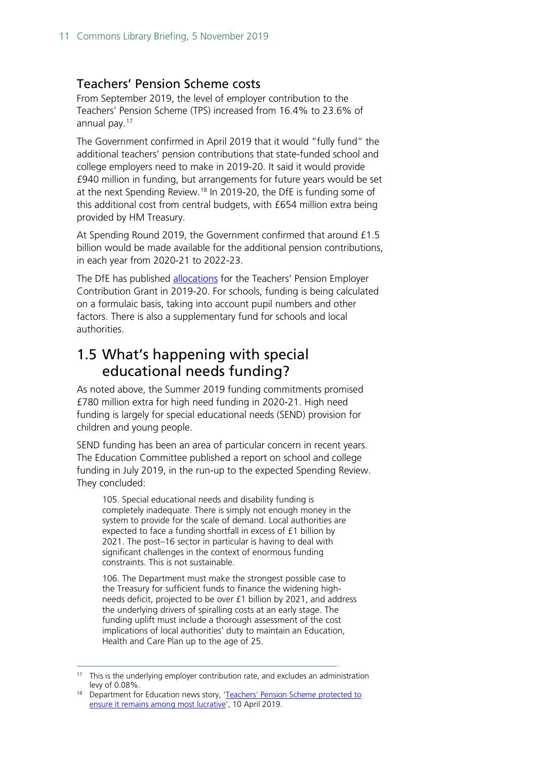### Teachers' Pension Scheme costs

From September 2019, the level of employer contribution to the Teachers' Pension Scheme (TPS) increased from 16.4% to 23.6% of annual pay.[17]

The Government confirmed in April 2019 that it would "fully fund" the additional teachers' pension contributions that state-funded school and college employers need to make in 2019-20. It said it would provide £940 million in funding, but arrangements for future years would be set at the next Spending Review.[18] In 2019-20, the DfE is funding some of this additional cost from central budgets, with £654 million extra being provided by HM Treasury.

At Spending Round 2019, the Government confirmed that around £1.5 billion would be made available for the additional pension contributions, in each year from 2020-21 to 2022-23.

The DfE has published allocations for the Teachers' Pension Employer Contribution Grant in 2019-20. For schools, funding is being calculated on a formulaic basis, taking into account pupil numbers and other factors. There is also a supplementary fund for schools and local authorities.

## 1.5 What's happening with special educational needs funding?

As noted above, the Summer 2019 funding commitments promised £780 million extra for high need funding in 2020-21. High need funding is largely for special educational needs (SEND) provision for children and young people.

SEND funding has been an area of particular concern in recent years. The Education Committee published a report on school and college funding in July 2019, in the run-up to the expected Spending Review. They concluded:

> 105. Special educational needs and disability funding is completely inadequate. There is simply not enough money in the system to provide for the scale of demand. Local authorities are expected to face a funding shortfall in excess of £1 billion by 2021. The post–16 sector in particular is having to deal with significant challenges in the context of enormous funding constraints. This is not sustainable.
>
> 106. The Department must make the strongest possible case to the Treasury for sufficient funds to finance the widening high-needs deficit, projected to be over £1 billion by 2021, and address the underlying drivers of spiralling costs at an early stage. The funding uplift must include a thorough assessment of the cost implications of local authorities' duty to maintain an Education, Health and Care Plan up to the age of 25.

[17] This is the underlying employer contribution rate, and excludes an administration levy of 0.08%.

[18] Department for Education news story, 'Teachers' Pension Scheme protected to ensure it remains among most lucrative', 10 April 2019.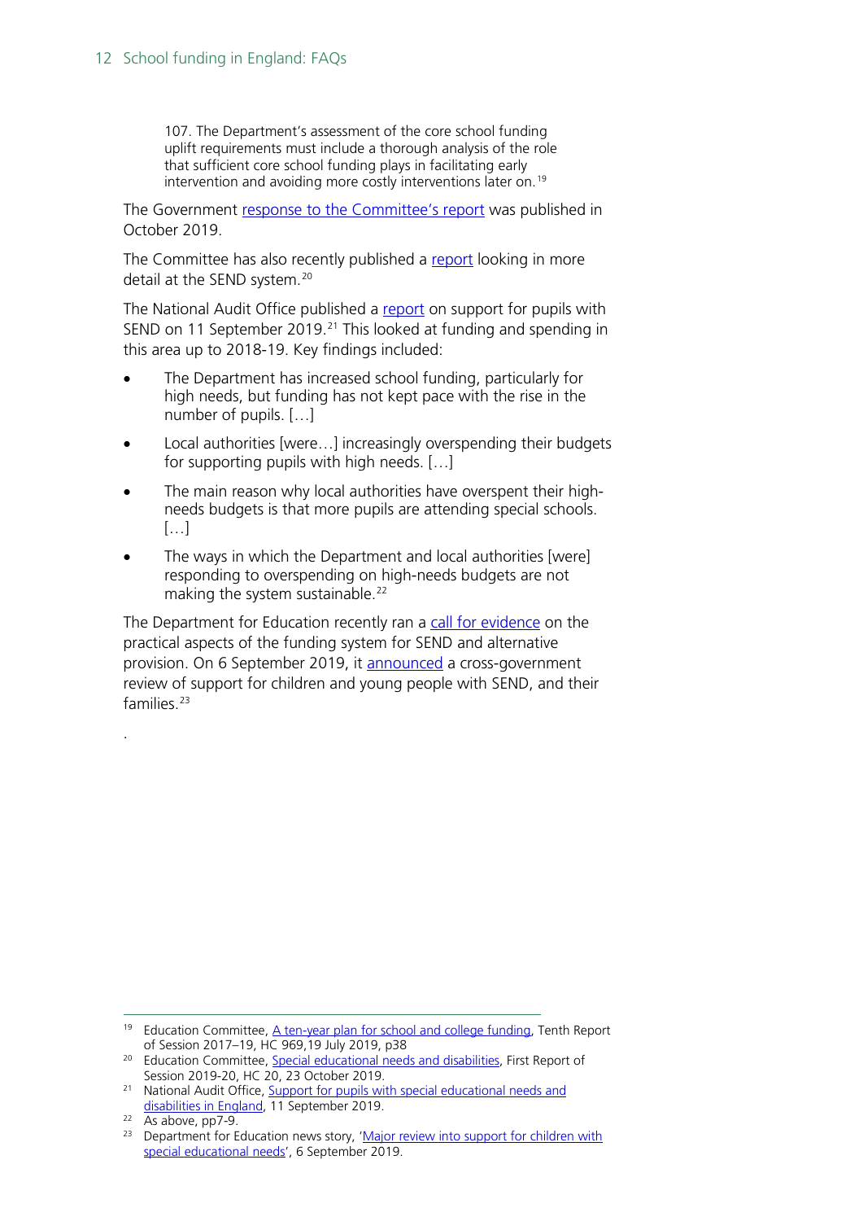> 107. The Department's assessment of the core school funding uplift requirements must include a thorough analysis of the role that sufficient core school funding plays in facilitating early intervention and avoiding more costly interventions later on.[19]

The Government response to the Committee's report was published in October 2019.

The Committee has also recently published a report looking in more detail at the SEND system.[20]

The National Audit Office published a report on support for pupils with SEND on 11 September 2019.[21] This looked at funding and spending in this area up to 2018-19. Key findings included:

- The Department has increased school funding, particularly for high needs, but funding has not kept pace with the rise in the number of pupils. […]
- Local authorities [were…] increasingly overspending their budgets for supporting pupils with high needs. […]
- The main reason why local authorities have overspent their high-needs budgets is that more pupils are attending special schools. […]
- The ways in which the Department and local authorities [were] responding to overspending on high-needs budgets are not making the system sustainable.[22]

The Department for Education recently ran a call for evidence on the practical aspects of the funding system for SEND and alternative provision. On 6 September 2019, it announced a cross-government review of support for children and young people with SEND, and their families.[23]

.

---

[19] Education Committee, A ten-year plan for school and college funding, Tenth Report of Session 2017–19, HC 969,19 July 2019, p38

[20] Education Committee, Special educational needs and disabilities, First Report of Session 2019-20, HC 20, 23 October 2019.

[21] National Audit Office, Support for pupils with special educational needs and disabilities in England, 11 September 2019.

[22] As above, pp7-9.

[23] Department for Education news story, 'Major review into support for children with special educational needs', 6 September 2019.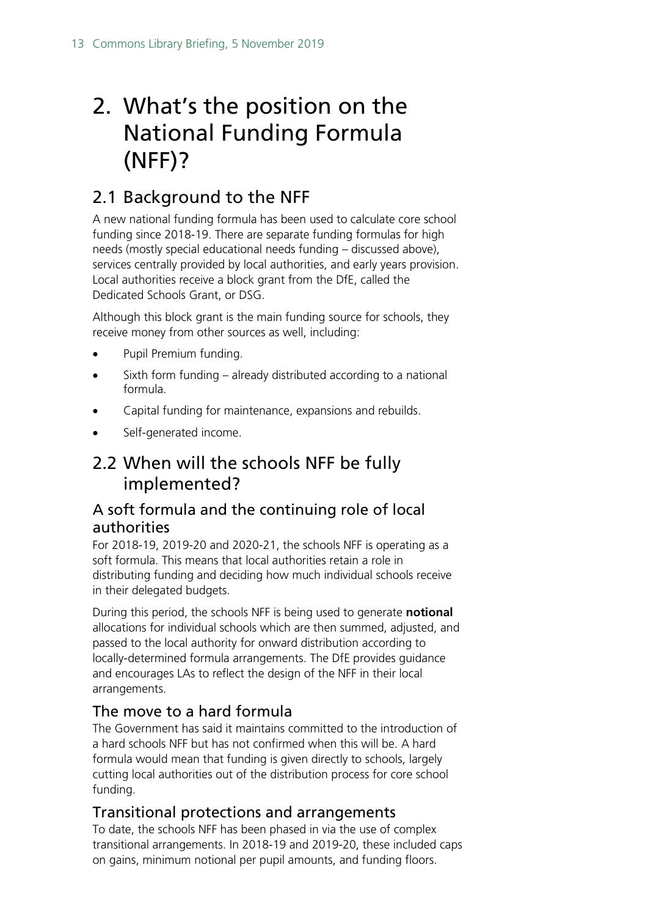# 2. What's the position on the National Funding Formula (NFF)?

## 2.1 Background to the NFF

A new national funding formula has been used to calculate core school funding since 2018-19. There are separate funding formulas for high needs (mostly special educational needs funding – discussed above), services centrally provided by local authorities, and early years provision. Local authorities receive a block grant from the DfE, called the Dedicated Schools Grant, or DSG.

Although this block grant is the main funding source for schools, they receive money from other sources as well, including:

- Pupil Premium funding.
- Sixth form funding – already distributed according to a national formula.
- Capital funding for maintenance, expansions and rebuilds.
- Self-generated income.

## 2.2 When will the schools NFF be fully implemented?

### A soft formula and the continuing role of local authorities

For 2018-19, 2019-20 and 2020-21, the schools NFF is operating as a soft formula. This means that local authorities retain a role in distributing funding and deciding how much individual schools receive in their delegated budgets.

During this period, the schools NFF is being used to generate **notional** allocations for individual schools which are then summed, adjusted, and passed to the local authority for onward distribution according to locally-determined formula arrangements. The DfE provides guidance and encourages LAs to reflect the design of the NFF in their local arrangements.

### The move to a hard formula

The Government has said it maintains committed to the introduction of a hard schools NFF but has not confirmed when this will be. A hard formula would mean that funding is given directly to schools, largely cutting local authorities out of the distribution process for core school funding.

### Transitional protections and arrangements

To date, the schools NFF has been phased in via the use of complex transitional arrangements. In 2018-19 and 2019-20, these included caps on gains, minimum notional per pupil amounts, and funding floors.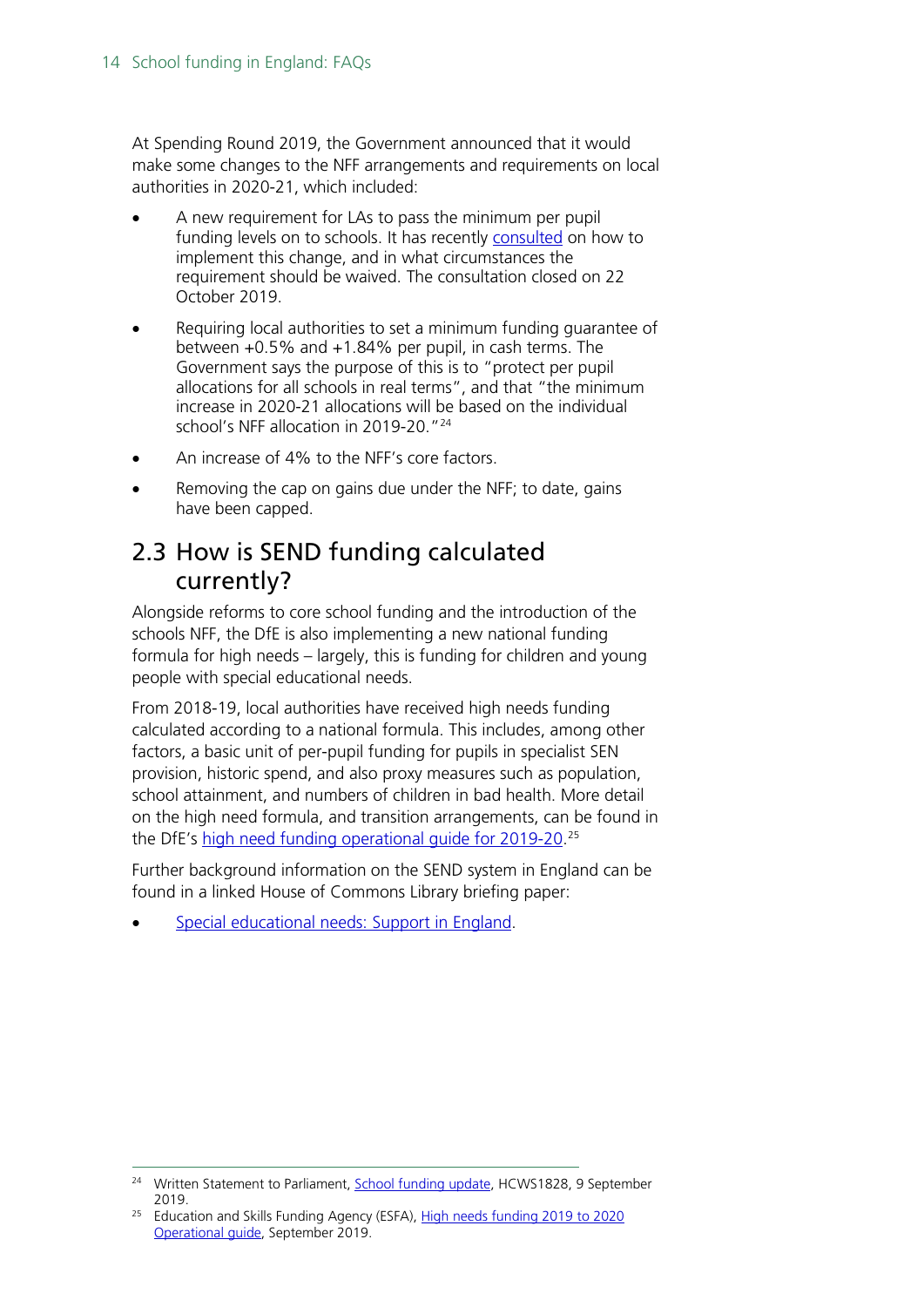At Spending Round 2019, the Government announced that it would make some changes to the NFF arrangements and requirements on local authorities in 2020-21, which included:

- A new requirement for LAs to pass the minimum per pupil funding levels on to schools. It has recently consulted on how to implement this change, and in what circumstances the requirement should be waived. The consultation closed on 22 October 2019.
- Requiring local authorities to set a minimum funding guarantee of between +0.5% and +1.84% per pupil, in cash terms. The Government says the purpose of this is to "protect per pupil allocations for all schools in real terms", and that "the minimum increase in 2020-21 allocations will be based on the individual school's NFF allocation in 2019-20."[24]
- An increase of 4% to the NFF's core factors.
- Removing the cap on gains due under the NFF; to date, gains have been capped.

## 2.3 How is SEND funding calculated currently?

Alongside reforms to core school funding and the introduction of the schools NFF, the DfE is also implementing a new national funding formula for high needs – largely, this is funding for children and young people with special educational needs.

From 2018-19, local authorities have received high needs funding calculated according to a national formula. This includes, among other factors, a basic unit of per-pupil funding for pupils in specialist SEN provision, historic spend, and also proxy measures such as population, school attainment, and numbers of children in bad health. More detail on the high need formula, and transition arrangements, can be found in the DfE's high need funding operational guide for 2019-20.[25]

Further background information on the SEND system in England can be found in a linked House of Commons Library briefing paper:

- Special educational needs: Support in England.

---

[24] Written Statement to Parliament, School funding update, HCWS1828, 9 September 2019.

[25] Education and Skills Funding Agency (ESFA), High needs funding 2019 to 2020 Operational guide, September 2019.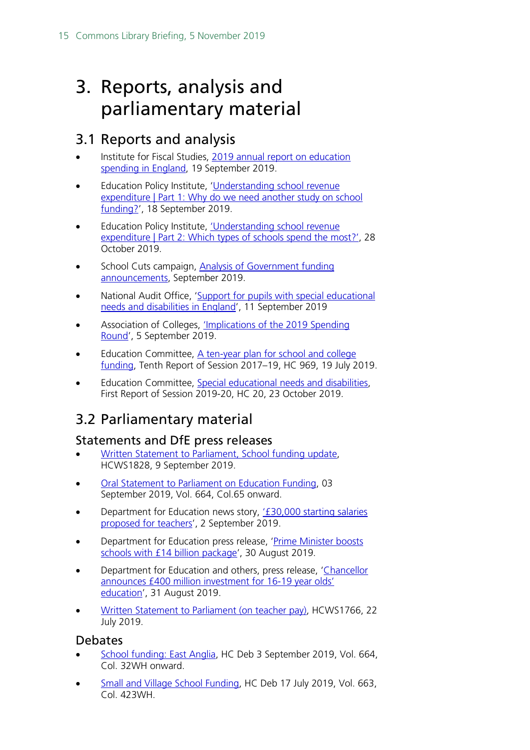# 3. Reports, analysis and parliamentary material

## 3.1 Reports and analysis

- Institute for Fiscal Studies, 2019 annual report on education spending in England, 19 September 2019.
- Education Policy Institute, 'Understanding school revenue expenditure | Part 1: Why do we need another study on school funding?', 18 September 2019.
- Education Policy Institute, 'Understanding school revenue expenditure | Part 2: Which types of schools spend the most?', 28 October 2019.
- School Cuts campaign, Analysis of Government funding announcements, September 2019.
- National Audit Office, 'Support for pupils with special educational needs and disabilities in England', 11 September 2019
- Association of Colleges, 'Implications of the 2019 Spending Round', 5 September 2019.
- Education Committee, A ten-year plan for school and college funding, Tenth Report of Session 2017–19, HC 969, 19 July 2019.
- Education Committee, Special educational needs and disabilities, First Report of Session 2019-20, HC 20, 23 October 2019.

## 3.2 Parliamentary material

### Statements and DfE press releases

- Written Statement to Parliament, School funding update, HCWS1828, 9 September 2019.
- Oral Statement to Parliament on Education Funding, 03 September 2019, Vol. 664, Col.65 onward.
- Department for Education news story, '£30,000 starting salaries proposed for teachers', 2 September 2019.
- Department for Education press release, 'Prime Minister boosts schools with £14 billion package', 30 August 2019.
- Department for Education and others, press release, 'Chancellor announces £400 million investment for 16-19 year olds' education', 31 August 2019.
- Written Statement to Parliament (on teacher pay), HCWS1766, 22 July 2019.

### Debates

- School funding: East Anglia, HC Deb 3 September 2019, Vol. 664, Col. 32WH onward.
- Small and Village School Funding, HC Deb 17 July 2019, Vol. 663, Col. 423WH.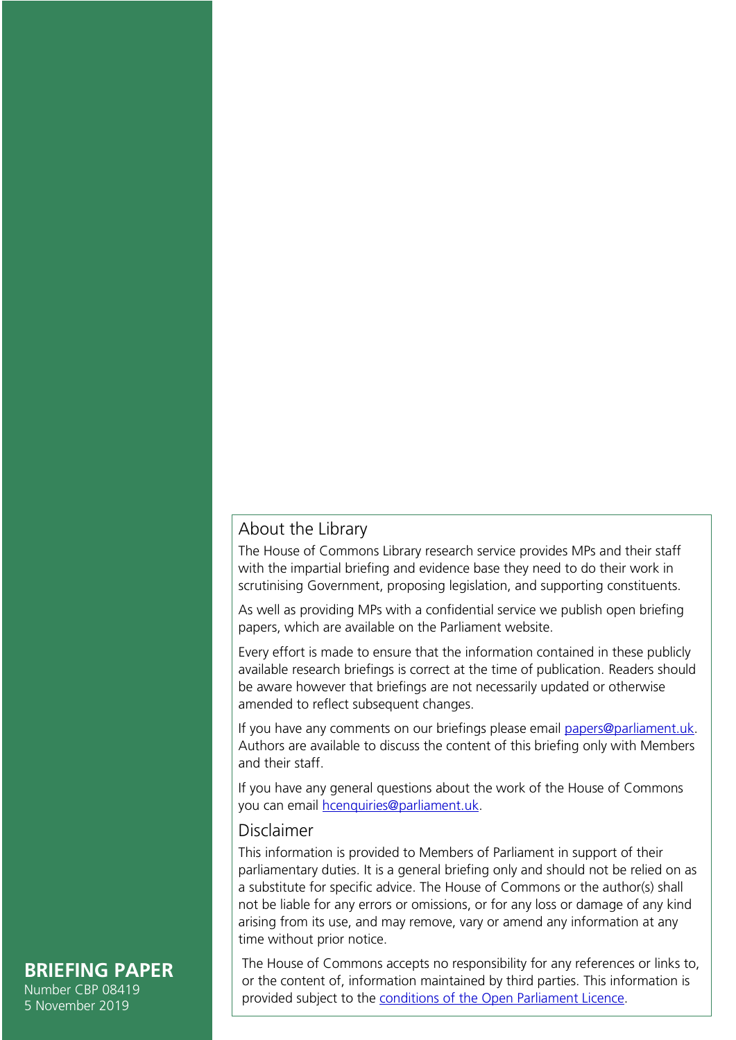## About the Library

The House of Commons Library research service provides MPs and their staff with the impartial briefing and evidence base they need to do their work in scrutinising Government, proposing legislation, and supporting constituents.

As well as providing MPs with a confidential service we publish open briefing papers, which are available on the Parliament website.

Every effort is made to ensure that the information contained in these publicly available research briefings is correct at the time of publication. Readers should be aware however that briefings are not necessarily updated or otherwise amended to reflect subsequent changes.

If you have any comments on our briefings please email papers@parliament.uk. Authors are available to discuss the content of this briefing only with Members and their staff.

If you have any general questions about the work of the House of Commons you can email hcenquiries@parliament.uk.

## Disclaimer

This information is provided to Members of Parliament in support of their parliamentary duties. It is a general briefing only and should not be relied on as a substitute for specific advice. The House of Commons or the author(s) shall not be liable for any errors or omissions, or for any loss or damage of any kind arising from its use, and may remove, vary or amend any information at any time without prior notice.

The House of Commons accepts no responsibility for any references or links to, or the content of, information maintained by third parties. This information is provided subject to the conditions of the Open Parliament Licence.

**BRIEFING PAPER**

Number CBP 08419

5 November 2019